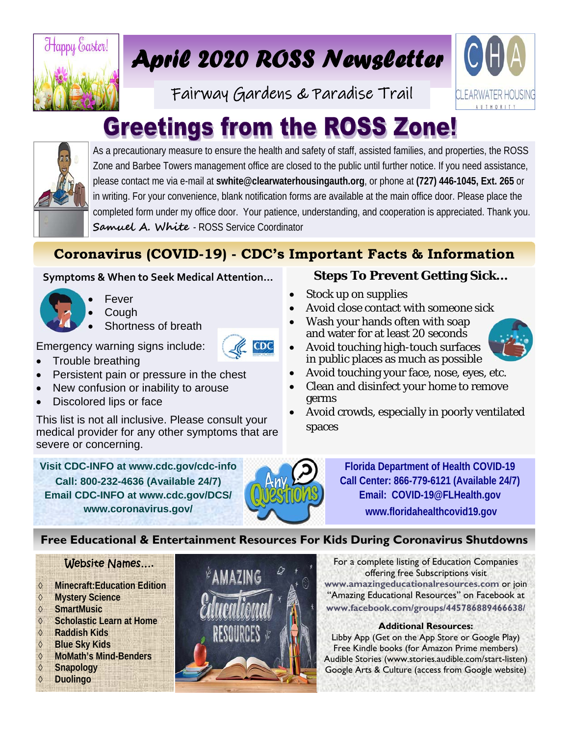Happy Easter!

# April 2020 ROSS Newsletter

Fairway Gardens & Paradise Trail

CHA CLEARWATER HOUSING AUTHORITY

# Greetings from the ROSS Zone!

As a precautionary measure to ensure the health and safety of staff, assisted families, and properties, the ROSS Zone and Barbee Towers management office are closed to the public until further notice. If you need assistance, please contact me via e-mail at **swhite@clearwaterhousingauth.org**, or phone at **(727) 446-1045, Ext. 265** or in writing. For your convenience, blank notification forms are available at the main office door. Please place the completed form under my office door. Your patience, understanding, and cooperation is appreciated. Thank you.

*Samuel A. White* - ROSS Service Coordinator

## Coronavirus (COVID-19) - CDC's Important Facts & Information

### Symptoms & When to Seek Medical Attention…

- Fever
- Cough
- Shortness of breath

Emergency warning signs include:

- Trouble breathing
- Persistent pain or pressure in the chest
- New confusion or inability to arouse
- Discolored lips or face

This list is not all inclusive. Please consult your medical provider for any other symptoms that are severe or concerning.

### Steps To Prevent Getting Sick…

- Stock up on supplies
- Avoid close contact with someone sick
- Wash your hands often with soap and water for at least 20 seconds
- Avoid touching high-touch surfaces in public places as much as possible
- Avoid touching your face, nose, eyes, etc.
- Clean and disinfect your home to remove germs
- Avoid crowds, especially in poorly ventilated spaces

**Visit CDC-INFO at www.cdc.gov/cdc-info**
**Call: 800-232-4636 (Available 24/7)**
**Email CDC-INFO at www.cdc.gov/DCS/**
**www.coronavirus.gov/**

Any Questions

**Florida Department of Health COVID-19**
**Call Center: 866-779-6121 (Available 24/7)**
**Email: COVID-19@FLHealth.gov**
**www.floridahealthcovid19.gov**

## Free Educational & Entertainment Resources For Kids During Coronavirus Shutdowns

### Website Names….

- **Minecraft:Education Edition**
- **Mystery Science**
- **SmartMusic**
- **Scholastic Learn at Home**
- **Raddish Kids**
- **Blue Sky Kids**
- **MoMath's Mind-Benders**
- **Snapology**
- **Duolingo**

AMAZING Educational RESOURCES

For a complete listing of Education Companies offering free Subscriptions visit **www.amazingeducationalresources.com** or join "Amazing Educational Resources" on Facebook at **www.facebook.com/groups/445786889466638/**

**Additional Resources:**

Libby App (Get on the App Store or Google Play)
Free Kindle books (for Amazon Prime members)
Audible Stories (www.stories.audible.com/start-listen)
Google Arts & Culture (access from Google website)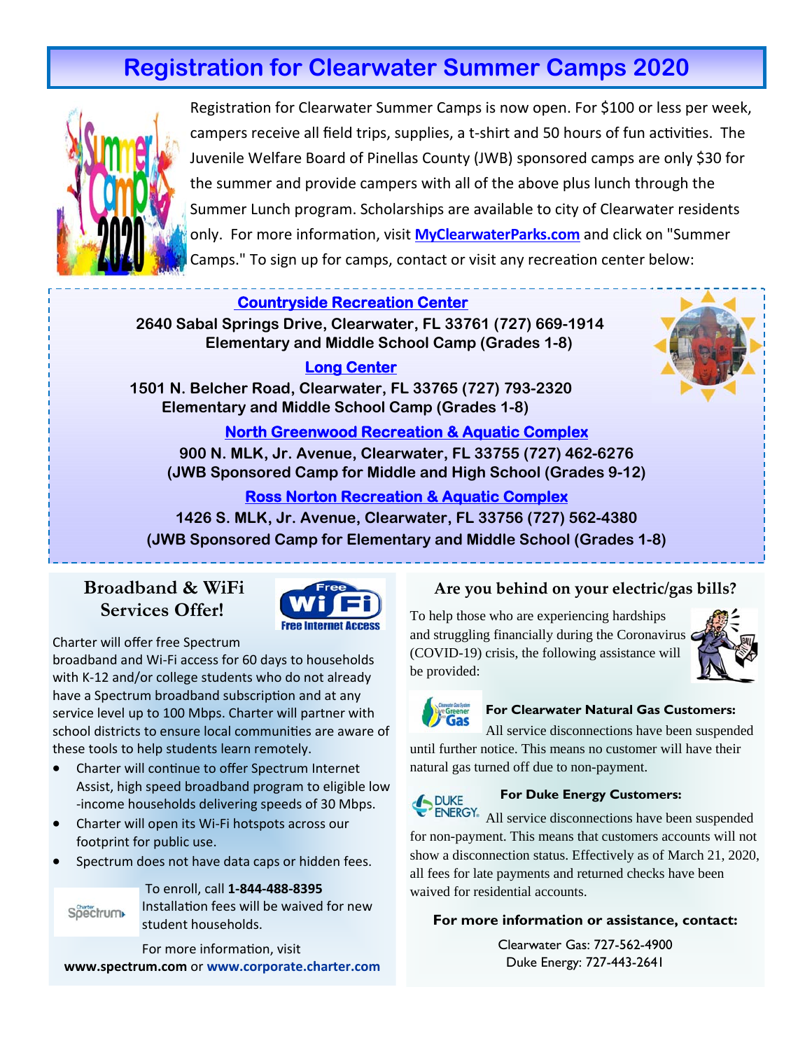# Registration for Clearwater Summer Camps 2020

Registration for Clearwater Summer Camps is now open. For $100 or less per week, campers receive all field trips, supplies, a t-shirt and 50 hours of fun activities. The Juvenile Welfare Board of Pinellas County (JWB) sponsored camps are only $30 for the summer and provide campers with all of the above plus lunch through the Summer Lunch program. Scholarships are available to city of Clearwater residents only. For more information, visit **MyClearwaterParks.com** and click on "Summer Camps." To sign up for camps, contact or visit any recreation center below:

**Countryside Recreation Center**
**2640 Sabal Springs Drive, Clearwater, FL 33761 (727) 669-1914**
**Elementary and Middle School Camp (Grades 1-8)**

**Long Center**
**1501 N. Belcher Road, Clearwater, FL 33765 (727) 793-2320**
**Elementary and Middle School Camp (Grades 1-8)**

**North Greenwood Recreation & Aquatic Complex**
**900 N. MLK, Jr. Avenue, Clearwater, FL 33755 (727) 462-6276**
**(JWB Sponsored Camp for Middle and High School (Grades 9-12)**

**Ross Norton Recreation & Aquatic Complex**
**1426 S. MLK, Jr. Avenue, Clearwater, FL 33756 (727) 562-4380**
**(JWB Sponsored Camp for Elementary and Middle School (Grades 1-8)**

## Broadband & WiFi Services Offer!

Charter will offer free Spectrum broadband and Wi-Fi access for 60 days to households with K-12 and/or college students who do not already have a Spectrum broadband subscription and at any service level up to 100 Mbps. Charter will partner with school districts to ensure local communities are aware of these tools to help students learn remotely.

- Charter will continue to offer Spectrum Internet Assist, high speed broadband program to eligible low -income households delivering speeds of 30 Mbps.
- Charter will open its Wi-Fi hotspots across our footprint for public use.
- Spectrum does not have data caps or hidden fees.

To enroll, call **1-844-488-8395**
Installation fees will be waived for new student households.

For more information, visit **www.spectrum.com** or **www.corporate.charter.com**

## Are you behind on your electric/gas bills?

To help those who are experiencing hardships and struggling financially during the Coronavirus (COVID-19) crisis, the following assistance will be provided:

**For Clearwater Natural Gas Customers:**
All service disconnections have been suspended until further notice. This means no customer will have their natural gas turned off due to non-payment.

**For Duke Energy Customers:**
All service disconnections have been suspended for non-payment. This means that customers accounts will not show a disconnection status. Effectively as of March 21, 2020, all fees for late payments and returned checks have been waived for residential accounts.

**For more information or assistance, contact:**

Clearwater Gas: 727-562-4900
Duke Energy: 727-443-2641